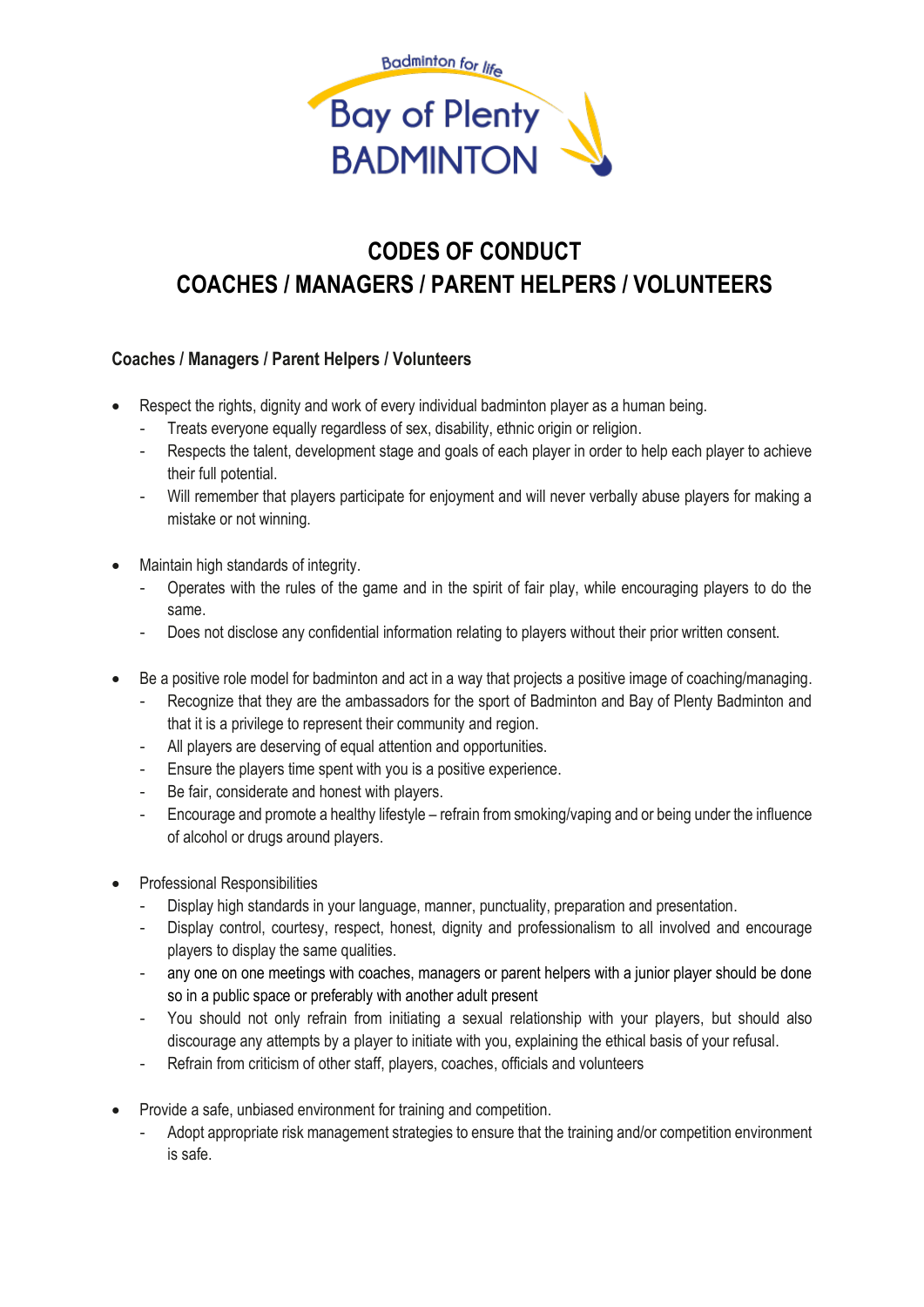Badminton for life

Bay of Plenty BADMINTON

# CODES OF CONDUCT
# COACHES / MANAGERS / PARENT HELPERS / VOLUNTEERS

## Coaches / Managers / Parent Helpers / Volunteers

- Respect the rights, dignity and work of every individual badminton player as a human being.
  - Treats everyone equally regardless of sex, disability, ethnic origin or religion.
  - Respects the talent, development stage and goals of each player in order to help each player to achieve their full potential.
  - Will remember that players participate for enjoyment and will never verbally abuse players for making a mistake or not winning.

- Maintain high standards of integrity.
  - Operates with the rules of the game and in the spirit of fair play, while encouraging players to do the same.
  - Does not disclose any confidential information relating to players without their prior written consent.

- Be a positive role model for badminton and act in a way that projects a positive image of coaching/managing.
  - Recognize that they are the ambassadors for the sport of Badminton and Bay of Plenty Badminton and that it is a privilege to represent their community and region.
  - All players are deserving of equal attention and opportunities.
  - Ensure the players time spent with you is a positive experience.
  - Be fair, considerate and honest with players.
  - Encourage and promote a healthy lifestyle – refrain from smoking/vaping and or being under the influence of alcohol or drugs around players.

- Professional Responsibilities
  - Display high standards in your language, manner, punctuality, preparation and presentation.
  - Display control, courtesy, respect, honest, dignity and professionalism to all involved and encourage players to display the same qualities.
  - any one on one meetings with coaches, managers or parent helpers with a junior player should be done so in a public space or preferably with another adult present
  - You should not only refrain from initiating a sexual relationship with your players, but should also discourage any attempts by a player to initiate with you, explaining the ethical basis of your refusal.
  - Refrain from criticism of other staff, players, coaches, officials and volunteers

- Provide a safe, unbiased environment for training and competition.
  - Adopt appropriate risk management strategies to ensure that the training and/or competition environment is safe.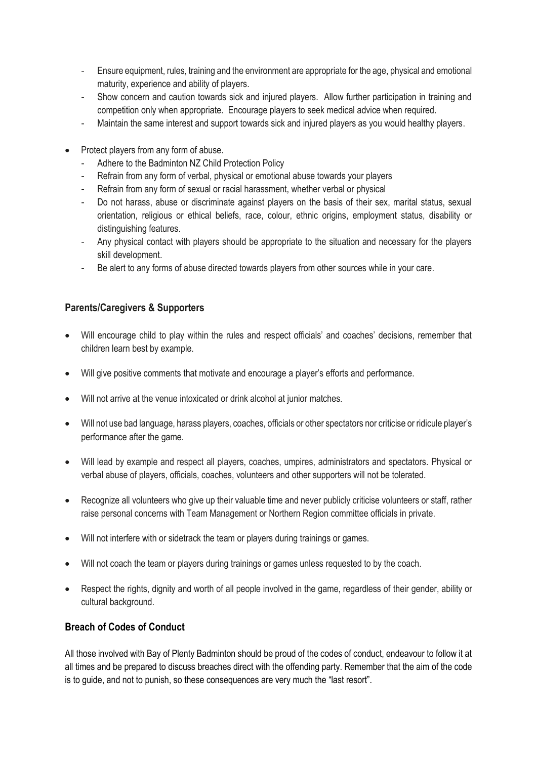- Ensure equipment, rules, training and the environment are appropriate for the age, physical and emotional maturity, experience and ability of players.
- Show concern and caution towards sick and injured players. Allow further participation in training and competition only when appropriate. Encourage players to seek medical advice when required.
- Maintain the same interest and support towards sick and injured players as you would healthy players.

- Protect players from any form of abuse.
  - Adhere to the Badminton NZ Child Protection Policy
  - Refrain from any form of verbal, physical or emotional abuse towards your players
  - Refrain from any form of sexual or racial harassment, whether verbal or physical
  - Do not harass, abuse or discriminate against players on the basis of their sex, marital status, sexual orientation, religious or ethical beliefs, race, colour, ethnic origins, employment status, disability or distinguishing features.
  - Any physical contact with players should be appropriate to the situation and necessary for the players skill development.
  - Be alert to any forms of abuse directed towards players from other sources while in your care.

### Parents/Caregivers & Supporters

- Will encourage child to play within the rules and respect officials' and coaches' decisions, remember that children learn best by example.
- Will give positive comments that motivate and encourage a player's efforts and performance.
- Will not arrive at the venue intoxicated or drink alcohol at junior matches.
- Will not use bad language, harass players, coaches, officials or other spectators nor criticise or ridicule player's performance after the game.
- Will lead by example and respect all players, coaches, umpires, administrators and spectators. Physical or verbal abuse of players, officials, coaches, volunteers and other supporters will not be tolerated.
- Recognize all volunteers who give up their valuable time and never publicly criticise volunteers or staff, rather raise personal concerns with Team Management or Northern Region committee officials in private.
- Will not interfere with or sidetrack the team or players during trainings or games.
- Will not coach the team or players during trainings or games unless requested to by the coach.
- Respect the rights, dignity and worth of all people involved in the game, regardless of their gender, ability or cultural background.

### Breach of Codes of Conduct

All those involved with Bay of Plenty Badminton should be proud of the codes of conduct, endeavour to follow it at all times and be prepared to discuss breaches direct with the offending party. Remember that the aim of the code is to guide, and not to punish, so these consequences are very much the "last resort".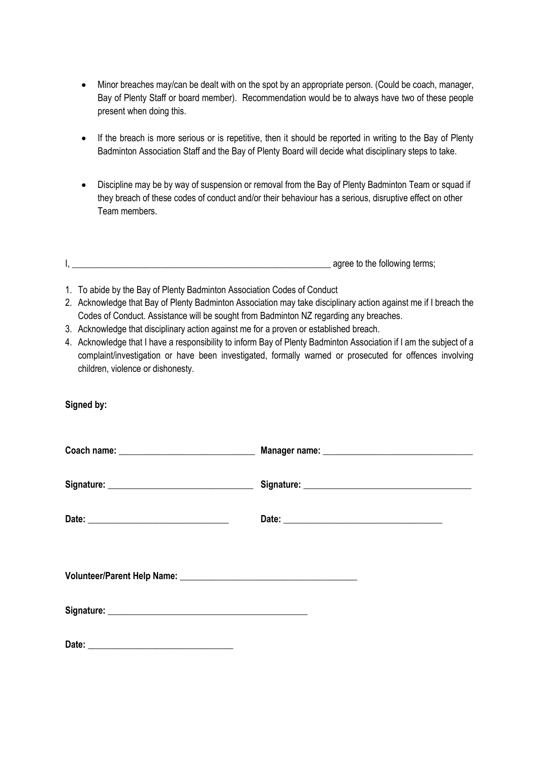- Minor breaches may/can be dealt with on the spot by an appropriate person. (Could be coach, manager, Bay of Plenty Staff or board member). Recommendation would be to always have two of these people present when doing this.

- If the breach is more serious or is repetitive, then it should be reported in writing to the Bay of Plenty Badminton Association Staff and the Bay of Plenty Board will decide what disciplinary steps to take.

- Discipline may be by way of suspension or removal from the Bay of Plenty Badminton Team or squad if they breach of these codes of conduct and/or their behaviour has a serious, disruptive effect on other Team members.

I, ___________________________________________________________ agree to the following terms;

1. To abide by the Bay of Plenty Badminton Association Codes of Conduct
2. Acknowledge that Bay of Plenty Badminton Association may take disciplinary action against me if I breach the Codes of Conduct. Assistance will be sought from Badminton NZ regarding any breaches.
3. Acknowledge that disciplinary action against me for a proven or established breach.
4. Acknowledge that I have a responsibility to inform Bay of Plenty Badminton Association if I am the subject of a complaint/investigation or have been investigated, formally warned or prosecuted for offences involving children, violence or dishonesty.

**Signed by:**

**Coach name:** ______________________________ **Manager name:** _________________________________

**Signature:** _______________________________ **Signature:** ____________________________________

**Date:** ______________________________ **Date:** __________________________________

**Volunteer/Parent Help Name:** ______________________________________

**Signature:** ___________________________________________

**Date:** _______________________________